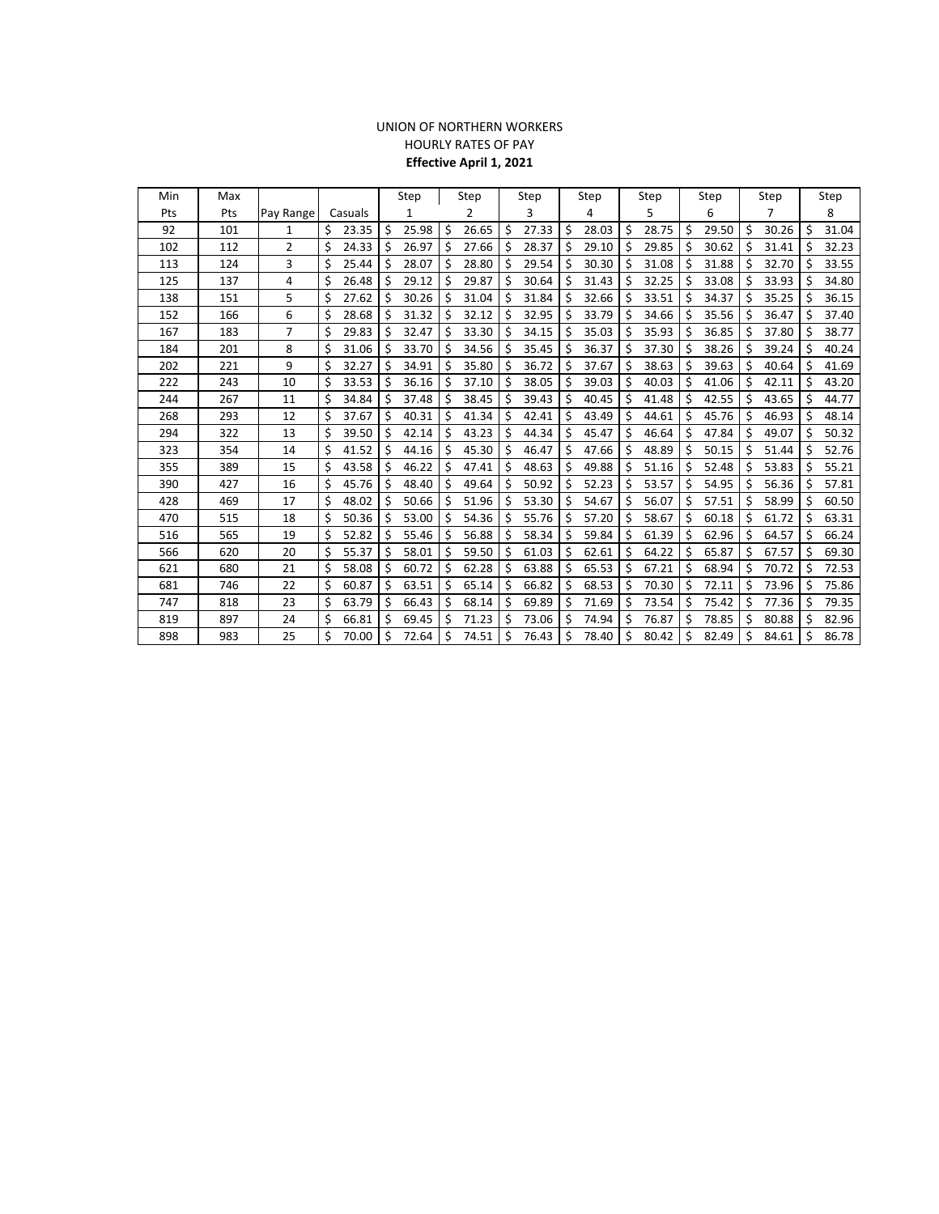UNION OF NORTHERN WORKERS

HOURLY RATES OF PAY

**Effective April 1, 2021**

| Min Pts | Max Pts | Pay Range | Casuals | Step 1 | Step 2 | Step 3 | Step 4 | Step 5 | Step 6 | Step 7 | Step 8 |
|---|---|---|---|---|---|---|---|---|---|---|---|
| 92 | 101 | 1 | $ 23.35 | $ 25.98 | $ 26.65 | $ 27.33 | $ 28.03 | $ 28.75 | $ 29.50 | $ 30.26 | $ 31.04 |
| 102 | 112 | 2 | $ 24.33 | $ 26.97 | $ 27.66 | $ 28.37 | $ 29.10 | $ 29.85 | $ 30.62 | $ 31.41 | $ 32.23 |
| 113 | 124 | 3 | $ 25.44 | $ 28.07 | $ 28.80 | $ 29.54 | $ 30.30 | $ 31.08 | $ 31.88 | $ 32.70 | $ 33.55 |
| 125 | 137 | 4 | $ 26.48 | $ 29.12 | $ 29.87 | $ 30.64 | $ 31.43 | $ 32.25 | $ 33.08 | $ 33.93 | $ 34.80 |
| 138 | 151 | 5 | $ 27.62 | $ 30.26 | $ 31.04 | $ 31.84 | $ 32.66 | $ 33.51 | $ 34.37 | $ 35.25 | $ 36.15 |
| 152 | 166 | 6 | $ 28.68 | $ 31.32 | $ 32.12 | $ 32.95 | $ 33.79 | $ 34.66 | $ 35.56 | $ 36.47 | $ 37.40 |
| 167 | 183 | 7 | $ 29.83 | $ 32.47 | $ 33.30 | $ 34.15 | $ 35.03 | $ 35.93 | $ 36.85 | $ 37.80 | $ 38.77 |
| 184 | 201 | 8 | $ 31.06 | $ 33.70 | $ 34.56 | $ 35.45 | $ 36.37 | $ 37.30 | $ 38.26 | $ 39.24 | $ 40.24 |
| 202 | 221 | 9 | $ 32.27 | $ 34.91 | $ 35.80 | $ 36.72 | $ 37.67 | $ 38.63 | $ 39.63 | $ 40.64 | $ 41.69 |
| 222 | 243 | 10 | $ 33.53 | $ 36.16 | $ 37.10 | $ 38.05 | $ 39.03 | $ 40.03 | $ 41.06 | $ 42.11 | $ 43.20 |
| 244 | 267 | 11 | $ 34.84 | $ 37.48 | $ 38.45 | $ 39.43 | $ 40.45 | $ 41.48 | $ 42.55 | $ 43.65 | $ 44.77 |
| 268 | 293 | 12 | $ 37.67 | $ 40.31 | $ 41.34 | $ 42.41 | $ 43.49 | $ 44.61 | $ 45.76 | $ 46.93 | $ 48.14 |
| 294 | 322 | 13 | $ 39.50 | $ 42.14 | $ 43.23 | $ 44.34 | $ 45.47 | $ 46.64 | $ 47.84 | $ 49.07 | $ 50.32 |
| 323 | 354 | 14 | $ 41.52 | $ 44.16 | $ 45.30 | $ 46.47 | $ 47.66 | $ 48.89 | $ 50.15 | $ 51.44 | $ 52.76 |
| 355 | 389 | 15 | $ 43.58 | $ 46.22 | $ 47.41 | $ 48.63 | $ 49.88 | $ 51.16 | $ 52.48 | $ 53.83 | $ 55.21 |
| 390 | 427 | 16 | $ 45.76 | $ 48.40 | $ 49.64 | $ 50.92 | $ 52.23 | $ 53.57 | $ 54.95 | $ 56.36 | $ 57.81 |
| 428 | 469 | 17 | $ 48.02 | $ 50.66 | $ 51.96 | $ 53.30 | $ 54.67 | $ 56.07 | $ 57.51 | $ 58.99 | $ 60.50 |
| 470 | 515 | 18 | $ 50.36 | $ 53.00 | $ 54.36 | $ 55.76 | $ 57.20 | $ 58.67 | $ 60.18 | $ 61.72 | $ 63.31 |
| 516 | 565 | 19 | $ 52.82 | $ 55.46 | $ 56.88 | $ 58.34 | $ 59.84 | $ 61.39 | $ 62.96 | $ 64.57 | $ 66.24 |
| 566 | 620 | 20 | $ 55.37 | $ 58.01 | $ 59.50 | $ 61.03 | $ 62.61 | $ 64.22 | $ 65.87 | $ 67.57 | $ 69.30 |
| 621 | 680 | 21 | $ 58.08 | $ 60.72 | $ 62.28 | $ 63.88 | $ 65.53 | $ 67.21 | $ 68.94 | $ 70.72 | $ 72.53 |
| 681 | 746 | 22 | $ 60.87 | $ 63.51 | $ 65.14 | $ 66.82 | $ 68.53 | $ 70.30 | $ 72.11 | $ 73.96 | $ 75.86 |
| 747 | 818 | 23 | $ 63.79 | $ 66.43 | $ 68.14 | $ 69.89 | $ 71.69 | $ 73.54 | $ 75.42 | $ 77.36 | $ 79.35 |
| 819 | 897 | 24 | $ 66.81 | $ 69.45 | $ 71.23 | $ 73.06 | $ 74.94 | $ 76.87 | $ 78.85 | $ 80.88 | $ 82.96 |
| 898 | 983 | 25 | $ 70.00 | $ 72.64 | $ 74.51 | $ 76.43 | $ 78.40 | $ 80.42 | $ 82.49 | $ 84.61 | $ 86.78 |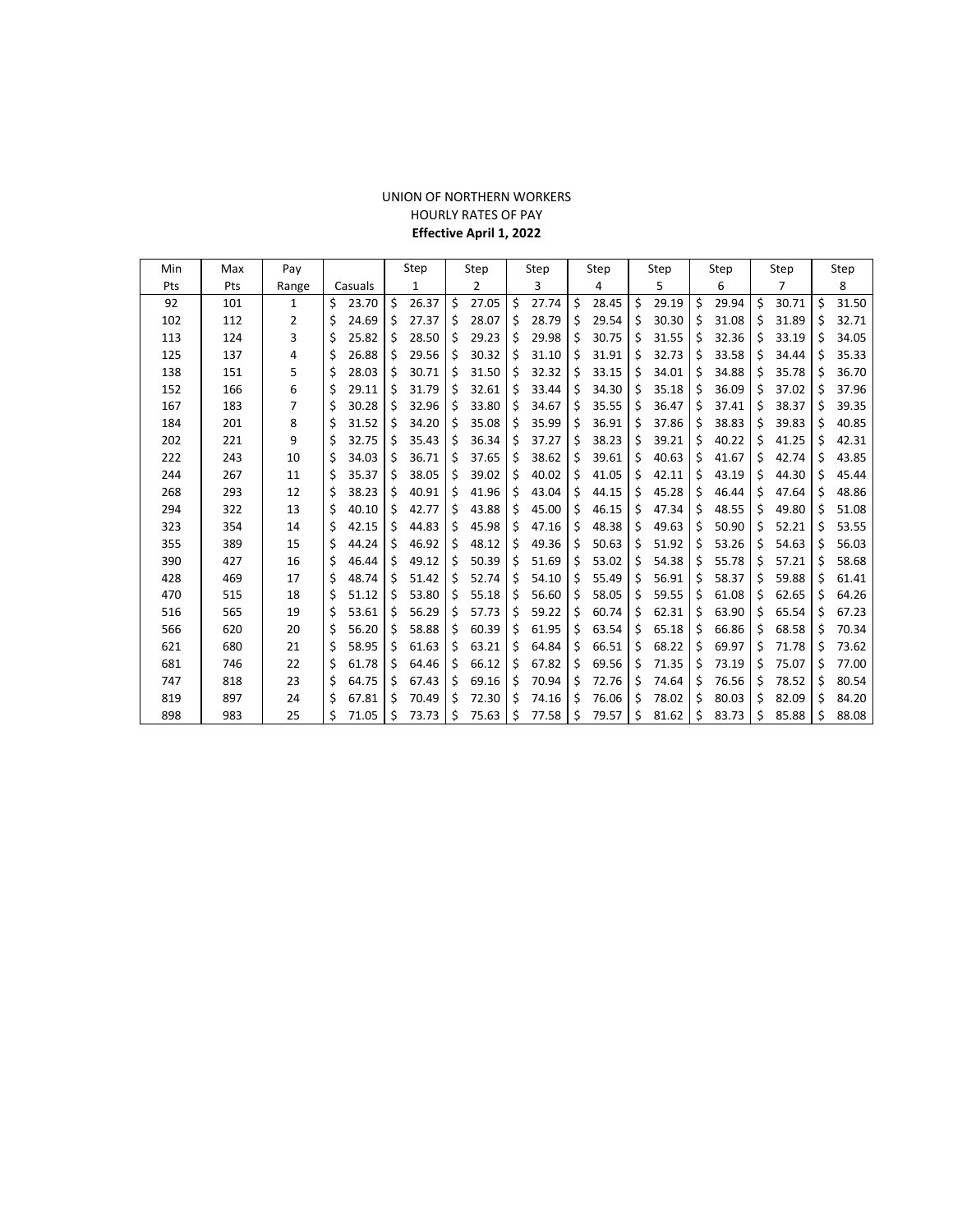UNION OF NORTHERN WORKERS
HOURLY RATES OF PAY
**Effective April 1, 2022**

| Min Pts | Max Pts | Pay Range | Casuals | Step 1 | Step 2 | Step 3 | Step 4 | Step 5 | Step 6 | Step 7 | Step 8 |
|---|---|---|---|---|---|---|---|---|---|---|---|
| 92 | 101 | 1 | $ 23.70 | $ 26.37 | $ 27.05 | $ 27.74 | $ 28.45 | $ 29.19 | $ 29.94 | $ 30.71 | $ 31.50 |
| 102 | 112 | 2 | $ 24.69 | $ 27.37 | $ 28.07 | $ 28.79 | $ 29.54 | $ 30.30 | $ 31.08 | $ 31.89 | $ 32.71 |
| 113 | 124 | 3 | $ 25.82 | $ 28.50 | $ 29.23 | $ 29.98 | $ 30.75 | $ 31.55 | $ 32.36 | $ 33.19 | $ 34.05 |
| 125 | 137 | 4 | $ 26.88 | $ 29.56 | $ 30.32 | $ 31.10 | $ 31.91 | $ 32.73 | $ 33.58 | $ 34.44 | $ 35.33 |
| 138 | 151 | 5 | $ 28.03 | $ 30.71 | $ 31.50 | $ 32.32 | $ 33.15 | $ 34.01 | $ 34.88 | $ 35.78 | $ 36.70 |
| 152 | 166 | 6 | $ 29.11 | $ 31.79 | $ 32.61 | $ 33.44 | $ 34.30 | $ 35.18 | $ 36.09 | $ 37.02 | $ 37.96 |
| 167 | 183 | 7 | $ 30.28 | $ 32.96 | $ 33.80 | $ 34.67 | $ 35.55 | $ 36.47 | $ 37.41 | $ 38.37 | $ 39.35 |
| 184 | 201 | 8 | $ 31.52 | $ 34.20 | $ 35.08 | $ 35.99 | $ 36.91 | $ 37.86 | $ 38.83 | $ 39.83 | $ 40.85 |
| 202 | 221 | 9 | $ 32.75 | $ 35.43 | $ 36.34 | $ 37.27 | $ 38.23 | $ 39.21 | $ 40.22 | $ 41.25 | $ 42.31 |
| 222 | 243 | 10 | $ 34.03 | $ 36.71 | $ 37.65 | $ 38.62 | $ 39.61 | $ 40.63 | $ 41.67 | $ 42.74 | $ 43.85 |
| 244 | 267 | 11 | $ 35.37 | $ 38.05 | $ 39.02 | $ 40.02 | $ 41.05 | $ 42.11 | $ 43.19 | $ 44.30 | $ 45.44 |
| 268 | 293 | 12 | $ 38.23 | $ 40.91 | $ 41.96 | $ 43.04 | $ 44.15 | $ 45.28 | $ 46.44 | $ 47.64 | $ 48.86 |
| 294 | 322 | 13 | $ 40.10 | $ 42.77 | $ 43.88 | $ 45.00 | $ 46.15 | $ 47.34 | $ 48.55 | $ 49.80 | $ 51.08 |
| 323 | 354 | 14 | $ 42.15 | $ 44.83 | $ 45.98 | $ 47.16 | $ 48.38 | $ 49.63 | $ 50.90 | $ 52.21 | $ 53.55 |
| 355 | 389 | 15 | $ 44.24 | $ 46.92 | $ 48.12 | $ 49.36 | $ 50.63 | $ 51.92 | $ 53.26 | $ 54.63 | $ 56.03 |
| 390 | 427 | 16 | $ 46.44 | $ 49.12 | $ 50.39 | $ 51.69 | $ 53.02 | $ 54.38 | $ 55.78 | $ 57.21 | $ 58.68 |
| 428 | 469 | 17 | $ 48.74 | $ 51.42 | $ 52.74 | $ 54.10 | $ 55.49 | $ 56.91 | $ 58.37 | $ 59.88 | $ 61.41 |
| 470 | 515 | 18 | $ 51.12 | $ 53.80 | $ 55.18 | $ 56.60 | $ 58.05 | $ 59.55 | $ 61.08 | $ 62.65 | $ 64.26 |
| 516 | 565 | 19 | $ 53.61 | $ 56.29 | $ 57.73 | $ 59.22 | $ 60.74 | $ 62.31 | $ 63.90 | $ 65.54 | $ 67.23 |
| 566 | 620 | 20 | $ 56.20 | $ 58.88 | $ 60.39 | $ 61.95 | $ 63.54 | $ 65.18 | $ 66.86 | $ 68.58 | $ 70.34 |
| 621 | 680 | 21 | $ 58.95 | $ 61.63 | $ 63.21 | $ 64.84 | $ 66.51 | $ 68.22 | $ 69.97 | $ 71.78 | $ 73.62 |
| 681 | 746 | 22 | $ 61.78 | $ 64.46 | $ 66.12 | $ 67.82 | $ 69.56 | $ 71.35 | $ 73.19 | $ 75.07 | $ 77.00 |
| 747 | 818 | 23 | $ 64.75 | $ 67.43 | $ 69.16 | $ 70.94 | $ 72.76 | $ 74.64 | $ 76.56 | $ 78.52 | $ 80.54 |
| 819 | 897 | 24 | $ 67.81 | $ 70.49 | $ 72.30 | $ 74.16 | $ 76.06 | $ 78.02 | $ 80.03 | $ 82.09 | $ 84.20 |
| 898 | 983 | 25 | $ 71.05 | $ 73.73 | $ 75.63 | $ 77.58 | $ 79.57 | $ 81.62 | $ 83.73 | $ 85.88 | $ 88.08 |